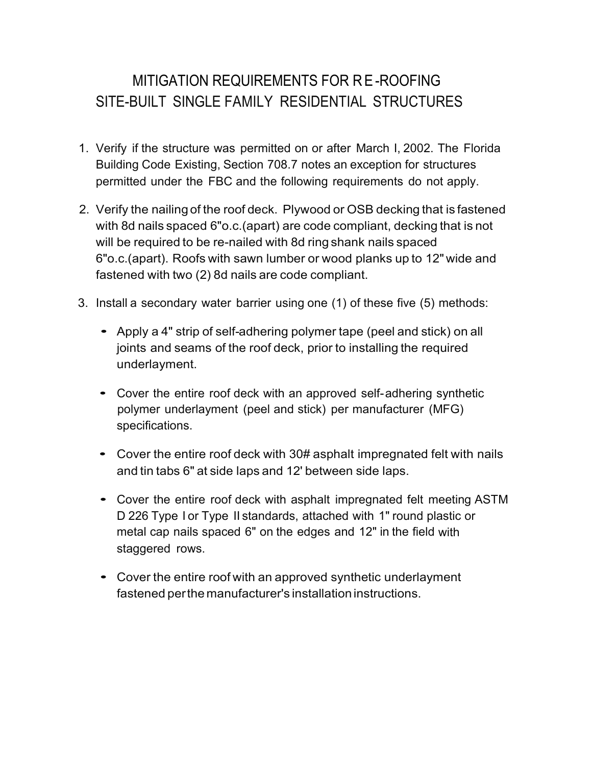# MITIGATION REQUIREMENTS FOR RE-ROOFING SITE-BUILT SINGLE FAMILY RESIDENTIAL STRUCTURES

1. Verify if the structure was permitted on or after March I, 2002. The Florida Building Code Existing, Section 708.7 notes an exception for structures permitted under the FBC and the following requirements do not apply.

2. Verify the nailing of the roof deck. Plywood or OSB decking that is fastened with 8d nails spaced 6"o.c.(apart) are code compliant, decking that is not will be required to be re-nailed with 8d ring shank nails spaced 6"o.c.(apart). Roofs with sawn lumber or wood planks up to 12" wide and fastened with two (2) 8d nails are code compliant.

3. Install a secondary water barrier using one (1) of these five (5) methods:

   - Apply a 4" strip of self-adhering polymer tape (peel and stick) on all joints and seams of the roof deck, prior to installing the required underlayment.

   - Cover the entire roof deck with an approved self-adhering synthetic polymer underlayment (peel and stick) per manufacturer (MFG) specifications.

   - Cover the entire roof deck with 30# asphalt impregnated felt with nails and tin tabs 6" at side laps and 12' between side laps.

   - Cover the entire roof deck with asphalt impregnated felt meeting ASTM D 226 Type I or Type II standards, attached with 1" round plastic or metal cap nails spaced 6" on the edges and 12" in the field with staggered rows.

   - Cover the entire roof with an approved synthetic underlayment fastened per the manufacturer's installation instructions.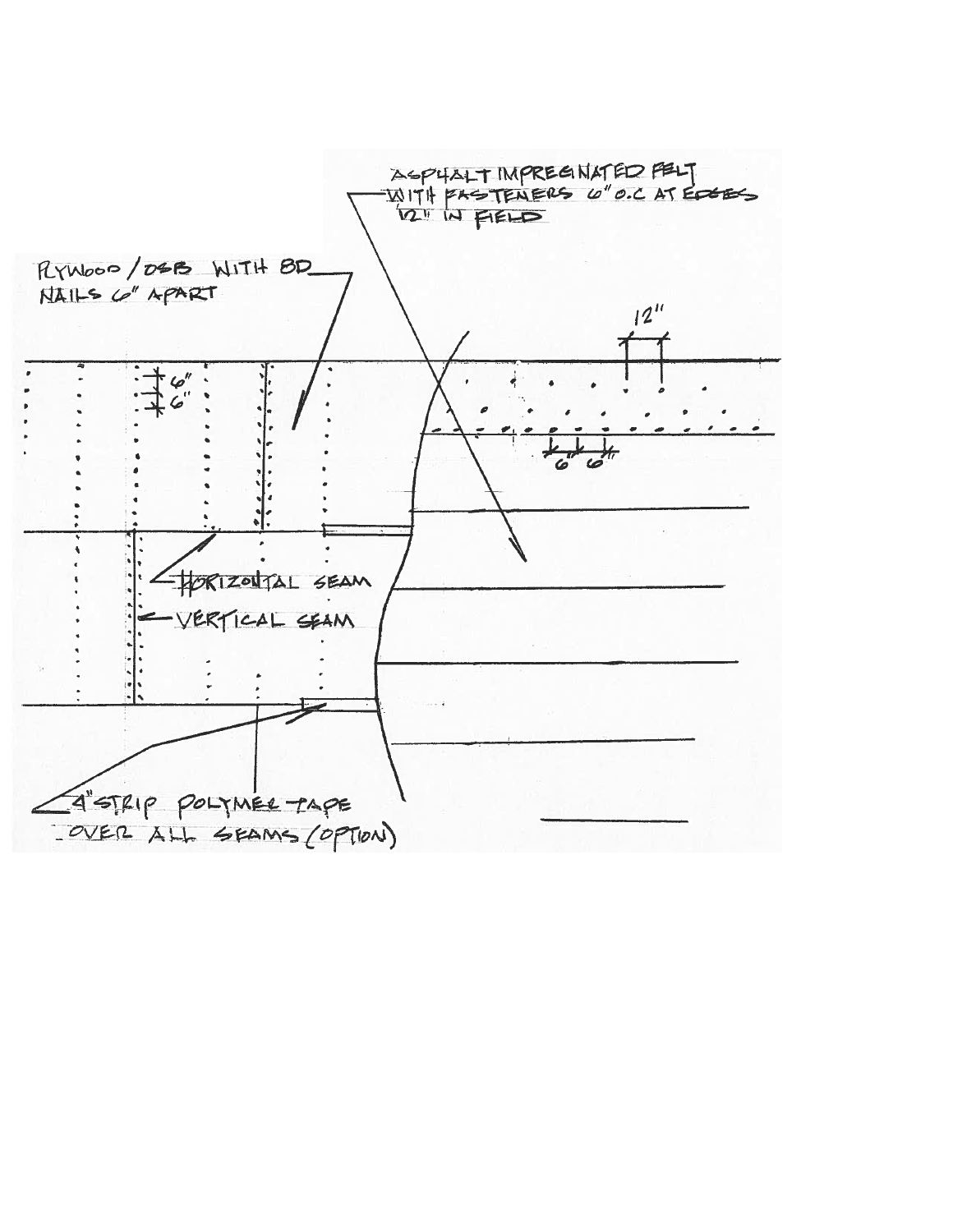ASPHALT IMPREGNATED FELT
WITH FASTENERS 6" O.C AT EDGES
12" IN FIELD

PLYWOOD / OSB WITH 8D
NAILS 6" APART

12"

6"
6"

6"  6"

HORIZONTAL SEAM

VERTICAL SEAM

4" STRIP POLYMER TAPE
OVER ALL SEAMS (OPTION)